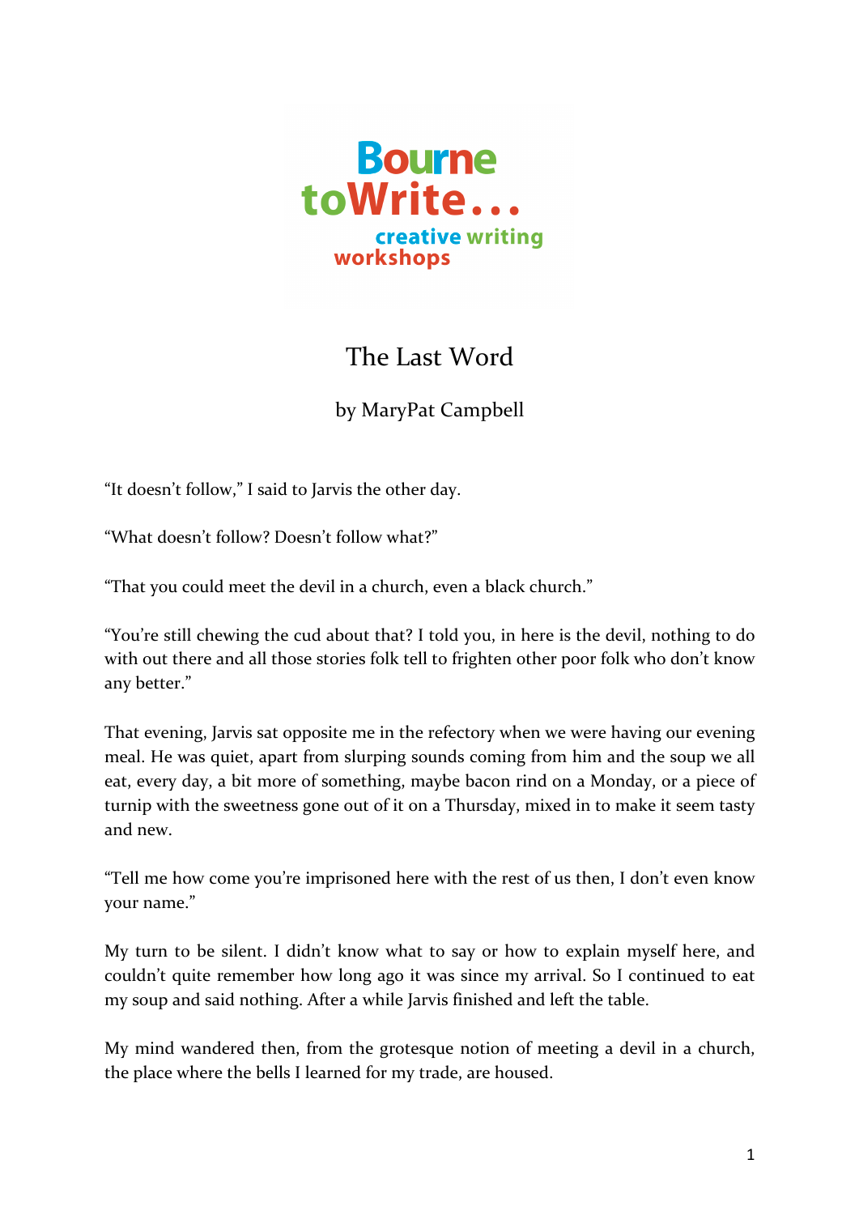Bourne
toWrite...
creative writing
workshops

# The Last Word

by MaryPat Campbell

“It doesn’t follow,” I said to Jarvis the other day.

“What doesn’t follow? Doesn’t follow what?”

“That you could meet the devil in a church, even a black church.”

“You’re still chewing the cud about that? I told you, in here is the devil, nothing to do with out there and all those stories folk tell to frighten other poor folk who don’t know any better.”

That evening, Jarvis sat opposite me in the refectory when we were having our evening meal. He was quiet, apart from slurping sounds coming from him and the soup we all eat, every day, a bit more of something, maybe bacon rind on a Monday, or a piece of turnip with the sweetness gone out of it on a Thursday, mixed in to make it seem tasty and new.

“Tell me how come you’re imprisoned here with the rest of us then, I don’t even know your name.”

My turn to be silent. I didn’t know what to say or how to explain myself here, and couldn’t quite remember how long ago it was since my arrival. So I continued to eat my soup and said nothing. After a while Jarvis finished and left the table.

My mind wandered then, from the grotesque notion of meeting a devil in a church, the place where the bells I learned for my trade, are housed.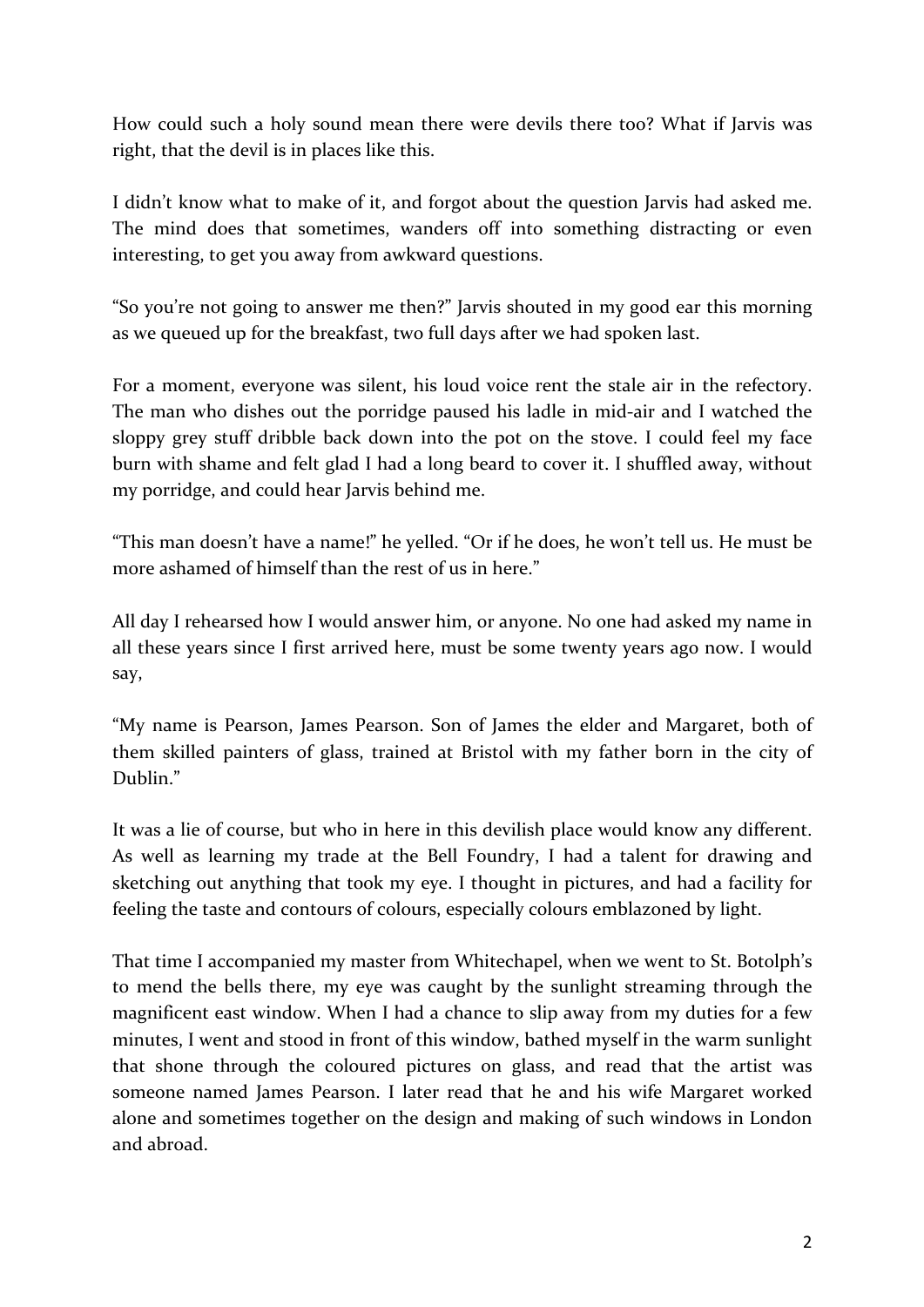How could such a holy sound mean there were devils there too? What if Jarvis was right, that the devil is in places like this.

I didn't know what to make of it, and forgot about the question Jarvis had asked me. The mind does that sometimes, wanders off into something distracting or even interesting, to get you away from awkward questions.

"So you're not going to answer me then?" Jarvis shouted in my good ear this morning as we queued up for the breakfast, two full days after we had spoken last.

For a moment, everyone was silent, his loud voice rent the stale air in the refectory. The man who dishes out the porridge paused his ladle in mid-air and I watched the sloppy grey stuff dribble back down into the pot on the stove. I could feel my face burn with shame and felt glad I had a long beard to cover it. I shuffled away, without my porridge, and could hear Jarvis behind me.

"This man doesn't have a name!" he yelled. "Or if he does, he won't tell us. He must be more ashamed of himself than the rest of us in here."

All day I rehearsed how I would answer him, or anyone. No one had asked my name in all these years since I first arrived here, must be some twenty years ago now. I would say,

"My name is Pearson, James Pearson. Son of James the elder and Margaret, both of them skilled painters of glass, trained at Bristol with my father born in the city of Dublin."

It was a lie of course, but who in here in this devilish place would know any different. As well as learning my trade at the Bell Foundry, I had a talent for drawing and sketching out anything that took my eye. I thought in pictures, and had a facility for feeling the taste and contours of colours, especially colours emblazoned by light.

That time I accompanied my master from Whitechapel, when we went to St. Botolph's to mend the bells there, my eye was caught by the sunlight streaming through the magnificent east window. When I had a chance to slip away from my duties for a few minutes, I went and stood in front of this window, bathed myself in the warm sunlight that shone through the coloured pictures on glass, and read that the artist was someone named James Pearson. I later read that he and his wife Margaret worked alone and sometimes together on the design and making of such windows in London and abroad.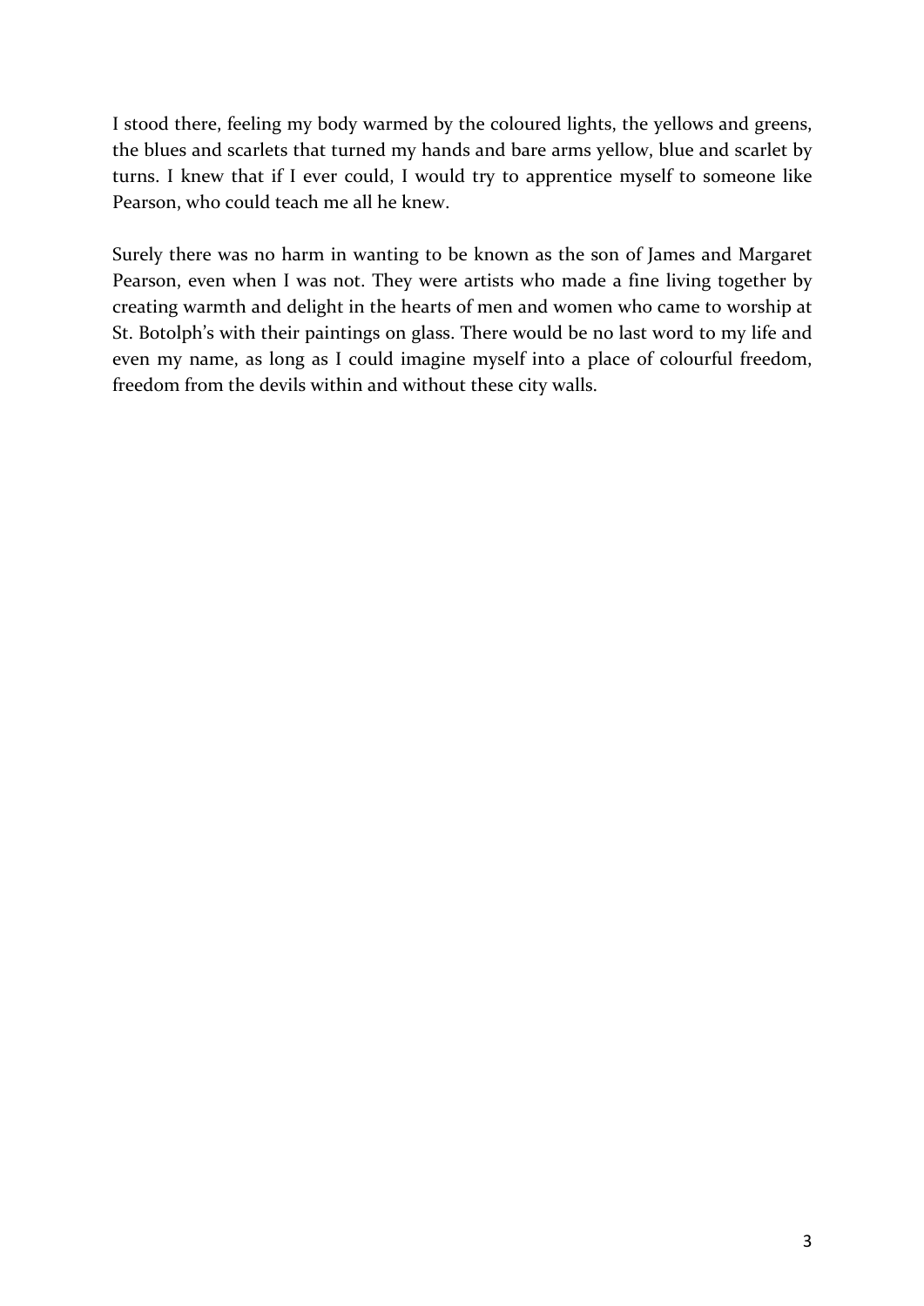I stood there, feeling my body warmed by the coloured lights, the yellows and greens, the blues and scarlets that turned my hands and bare arms yellow, blue and scarlet by turns. I knew that if I ever could, I would try to apprentice myself to someone like Pearson, who could teach me all he knew.

Surely there was no harm in wanting to be known as the son of James and Margaret Pearson, even when I was not. They were artists who made a fine living together by creating warmth and delight in the hearts of men and women who came to worship at St. Botolph's with their paintings on glass. There would be no last word to my life and even my name, as long as I could imagine myself into a place of colourful freedom, freedom from the devils within and without these city walls.